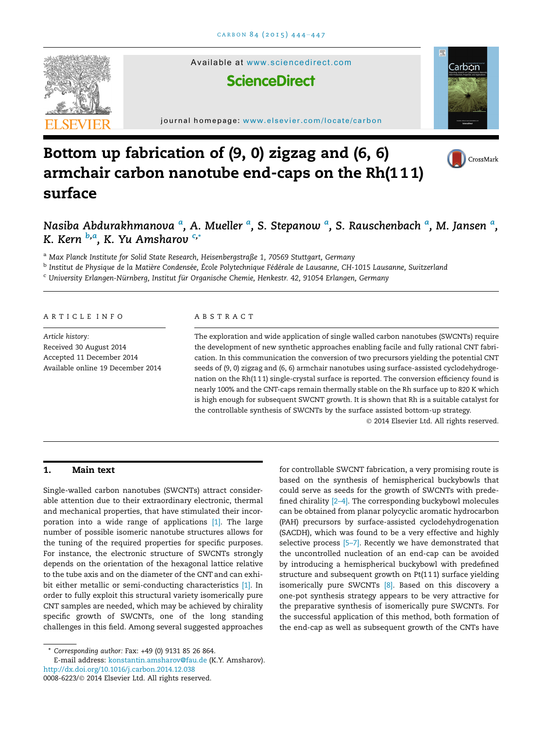# Bottom up fabrication of (9, 0) zigzag and (6, 6) armchair carbon nanotube end-caps on the Rh(111) surface

*Nasiba Abdurakhmanova* [a], *A. Mueller* [a], *S. Stepanow* [a], *S. Rauschenbach* [a], *M. Jansen* [a], *K. Kern* [b,a], *K. Yu Amsharov* [c,*]

[a] Max Planck Institute for Solid State Research, Heisenbergstraße 1, 70569 Stuttgart, Germany

[b] Institut de Physique de la Matière Condensée, École Polytechnique Fédérale de Lausanne, CH-1015 Lausanne, Switzerland

[c] University Erlangen-Nürnberg, Institut für Organische Chemie, Henkestr. 42, 91054 Erlangen, Germany

## ARTICLE INFO

*Article history:*
Received 30 August 2014
Accepted 11 December 2014
Available online 19 December 2014

## ABSTRACT

The exploration and wide application of single walled carbon nanotubes (SWCNTs) require the development of new synthetic approaches enabling facile and fully rational CNT fabrication. In this communication the conversion of two precursors yielding the potential CNT seeds of (9, 0) zigzag and (6, 6) armchair nanotubes using surface-assisted cyclodehydrogenation on the Rh(111) single-crystal surface is reported. The conversion efficiency found is nearly 100% and the CNT-caps remain thermally stable on the Rh surface up to 820 K which is high enough for subsequent SWCNT growth. It is shown that Rh is a suitable catalyst for the controllable synthesis of SWCNTs by the surface assisted bottom-up strategy.

© 2014 Elsevier Ltd. All rights reserved.

## 1. Main text

Single-walled carbon nanotubes (SWCNTs) attract considerable attention due to their extraordinary electronic, thermal and mechanical properties, that have stimulated their incorporation into a wide range of applications [1]. The large number of possible isomeric nanotube structures allows for the tuning of the required properties for specific purposes. For instance, the electronic structure of SWCNTs strongly depends on the orientation of the hexagonal lattice relative to the tube axis and on the diameter of the CNT and can exhibit either metallic or semi-conducting characteristics [1]. In order to fully exploit this structural variety isomerically pure CNT samples are needed, which may be achieved by chirality specific growth of SWCNTs, one of the long standing challenges in this field. Among several suggested approaches for controllable SWCNT fabrication, a very promising route is based on the synthesis of hemispherical buckybowls that could serve as seeds for the growth of SWCNTs with predefined chirality [2–4]. The corresponding buckybowl molecules can be obtained from planar polycyclic aromatic hydrocarbon (PAH) precursors by surface-assisted cyclodehydrogenation (SACDH), which was found to be a very effective and highly selective process [5–7]. Recently we have demonstrated that the uncontrolled nucleation of an end-cap can be avoided by introducing a hemispherical buckybowl with predefined structure and subsequent growth on Pt(111) surface yielding isomerically pure SWCNTs [8]. Based on this discovery a one-pot synthesis strategy appears to be very attractive for the preparative synthesis of isomerically pure SWCNTs. For the successful application of this method, both formation of the end-cap as well as subsequent growth of the CNTs have

\* *Corresponding author:* Fax: +49 (0) 9131 85 26 864.
E-mail address: konstantin.amsharov@fau.de (K.Y. Amsharov).
http://dx.doi.org/10.1016/j.carbon.2014.12.038
0008-6223/© 2014 Elsevier Ltd. All rights reserved.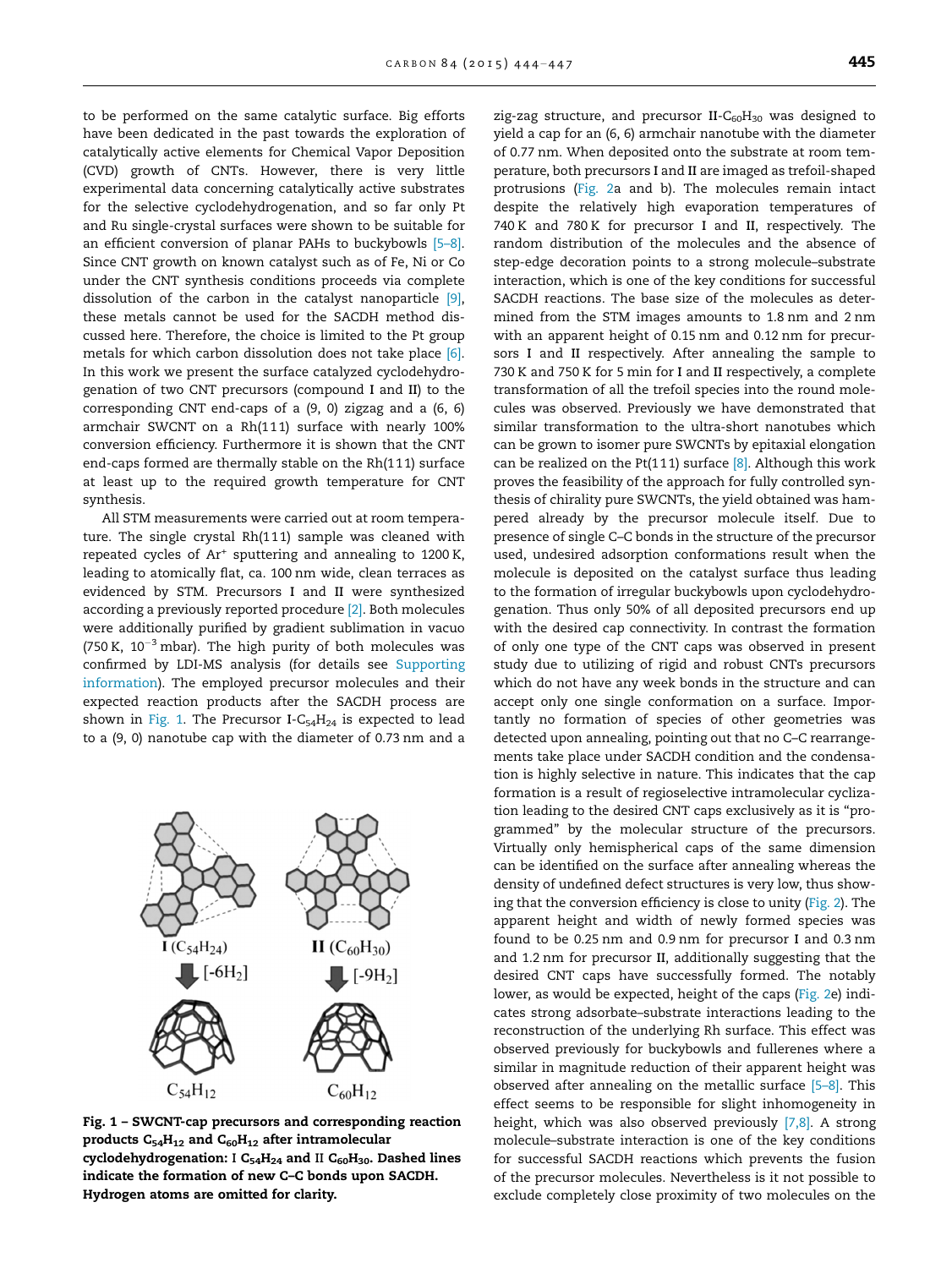to be performed on the same catalytic surface. Big efforts have been dedicated in the past towards the exploration of catalytically active elements for Chemical Vapor Deposition (CVD) growth of CNTs. However, there is very little experimental data concerning catalytically active substrates for the selective cyclodehydrogenation, and so far only Pt and Ru single-crystal surfaces were shown to be suitable for an efficient conversion of planar PAHs to buckybowls [5–8]. Since CNT growth on known catalyst such as of Fe, Ni or Co under the CNT synthesis conditions proceeds via complete dissolution of the carbon in the catalyst nanoparticle [9], these metals cannot be used for the SACDH method discussed here. Therefore, the choice is limited to the Pt group metals for which carbon dissolution does not take place [6]. In this work we present the surface catalyzed cyclodehydrogenation of two CNT precursors (compound I and II) to the corresponding CNT end-caps of a (9, 0) zigzag and a (6, 6) armchair SWCNT on a Rh(111) surface with nearly 100% conversion efficiency. Furthermore it is shown that the CNT end-caps formed are thermally stable on the Rh(111) surface at least up to the required growth temperature for CNT synthesis.

All STM measurements were carried out at room temperature. The single crystal Rh(111) sample was cleaned with repeated cycles of $Ar^+$ sputtering and annealing to 1200 K, leading to atomically flat, ca. 100 nm wide, clean terraces as evidenced by STM. Precursors I and II were synthesized according a previously reported procedure [2]. Both molecules were additionally purified by gradient sublimation in vacuo (750 K, $10^{-3}$ mbar). The high purity of both molecules was confirmed by LDI-MS analysis (for details see Supporting information). The employed precursor molecules and their expected reaction products after the SACDH process are shown in Fig. 1. The Precursor I-$C_{54}H_{24}$ is expected to lead to a (9, 0) nanotube cap with the diameter of 0.73 nm and a zig-zag structure, and precursor II-$C_{60}H_{30}$ was designed to yield a cap for an (6, 6) armchair nanotube with the diameter of 0.77 nm. When deposited onto the substrate at room temperature, both precursors I and II are imaged as trefoil-shaped protrusions (Fig. 2a and b). The molecules remain intact despite the relatively high evaporation temperatures of 740 K and 780 K for precursor I and II, respectively. The random distribution of the molecules and the absence of step-edge decoration points to a strong molecule–substrate interaction, which is one of the key conditions for successful SACDH reactions. The base size of the molecules as determined from the STM images amounts to 1.8 nm and 2 nm with an apparent height of 0.15 nm and 0.12 nm for precursors I and II respectively. After annealing the sample to 730 K and 750 K for 5 min for I and II respectively, a complete transformation of all the trefoil species into the round molecules was observed. Previously we have demonstrated that similar transformation to the ultra-short nanotubes which can be grown to isomer pure SWCNTs by epitaxial elongation can be realized on the Pt(111) surface [8]. Although this work proves the feasibility of the approach for fully controlled synthesis of chirality pure SWCNTs, the yield obtained was hampered already by the precursor molecule itself. Due to presence of single C–C bonds in the structure of the precursor used, undesired adsorption conformations result when the molecule is deposited on the catalyst surface thus leading to the formation of irregular buckybowls upon cyclodehydrogenation. Thus only 50% of all deposited precursors end up with the desired cap connectivity. In contrast the formation of only one type of the CNT caps was observed in present study due to utilizing of rigid and robust CNTs precursors which do not have any week bonds in the structure and can accept only one single conformation on a surface. Importantly no formation of species of other geometries was detected upon annealing, pointing out that no C–C rearrangements take place under SACDH condition and the condensation is highly selective in nature. This indicates that the cap formation is a result of regioselective intramolecular cyclization leading to the desired CNT caps exclusively as it is "programmed" by the molecular structure of the precursors. Virtually only hemispherical caps of the same dimension can be identified on the surface after annealing whereas the density of undefined defect structures is very low, thus showing that the conversion efficiency is close to unity (Fig. 2). The apparent height and width of newly formed species was found to be 0.25 nm and 0.9 nm for precursor I and 0.3 nm and 1.2 nm for precursor II, additionally suggesting that the desired CNT caps have successfully formed. The notably lower, as would be expected, height of the caps (Fig. 2e) indicates strong adsorbate–substrate interactions leading to the reconstruction of the underlying Rh surface. This effect was observed previously for buckybowls and fullerenes where a similar in magnitude reduction of their apparent height was observed after annealing on the metallic surface [5–8]. This effect seems to be responsible for slight inhomogeneity in height, which was also observed previously [7,8]. A strong molecule–substrate interaction is one of the key conditions for successful SACDH reactions which prevents the fusion of the precursor molecules. Nevertheless is it not possible to exclude completely close proximity of two molecules on the

I ($C_{54}H_{24}$) [$-6H_2$] → $C_{54}H_{12}$; II ($C_{60}H_{30}$) [$-9H_2$] → $C_{60}H_{12}$

**Fig. 1 – SWCNT-cap precursors and corresponding reaction products $C_{54}H_{12}$ and $C_{60}H_{12}$ after intramolecular cyclodehydrogenation: I $C_{54}H_{24}$ and II $C_{60}H_{30}$. Dashed lines indicate the formation of new C–C bonds upon SACDH. Hydrogen atoms are omitted for clarity.**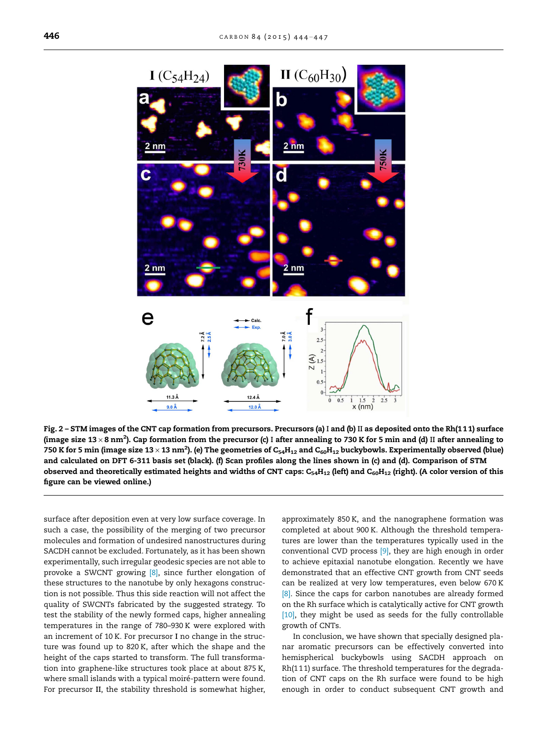Fig. 2 – STM images of the CNT cap formation from precursors. Precursors (a) I and (b) II as deposited onto the Rh(1 1 1) surface (image size 13 × 8 nm$^2$). Cap formation from the precursor (c) I after annealing to 730 K for 5 min and (d) II after annealing to 750 K for 5 min (image size 13 × 13 nm$^2$). (e) The geometries of $C_{54}H_{12}$ and $C_{60}H_{12}$ buckybowls. Experimentally observed (blue) and calculated on DFT 6-311 basis set (black). (f) Scan profiles along the lines shown in (c) and (d). Comparison of STM observed and theoretically estimated heights and widths of CNT caps: $C_{54}H_{12}$ (left) and $C_{60}H_{12}$ (right). (A color version of this figure can be viewed online.)

surface after deposition even at very low surface coverage. In such a case, the possibility of the merging of two precursor molecules and formation of undesired nanostructures during SACDH cannot be excluded. Fortunately, as it has been shown experimentally, such irregular geodesic species are not able to provoke a SWCNT growing [8], since further elongation of these structures to the nanotube by only hexagons construction is not possible. Thus this side reaction will not affect the quality of SWCNTs fabricated by the suggested strategy. To test the stability of the newly formed caps, higher annealing temperatures in the range of 780–930 K were explored with an increment of 10 K. For precursor **I** no change in the structure was found up to 820 K, after which the shape and the height of the caps started to transform. The full transformation into graphene-like structures took place at about 875 K, where small islands with a typical moiré-pattern were found. For precursor **II**, the stability threshold is somewhat higher, approximately 850 K, and the nanographene formation was completed at about 900 K. Although the threshold temperatures are lower than the temperatures typically used in the conventional CVD process [9], they are high enough in order to achieve epitaxial nanotube elongation. Recently we have demonstrated that an effective CNT growth from CNT seeds can be realized at very low temperatures, even below 670 K [8]. Since the caps for carbon nanotubes are already formed on the Rh surface which is catalytically active for CNT growth [10], they might be used as seeds for the fully controllable growth of CNTs.

In conclusion, we have shown that specially designed planar aromatic precursors can be effectively converted into hemispherical buckybowls using SACDH approach on Rh(1 1 1) surface. The threshold temperatures for the degradation of CNT caps on the Rh surface were found to be high enough in order to conduct subsequent CNT growth and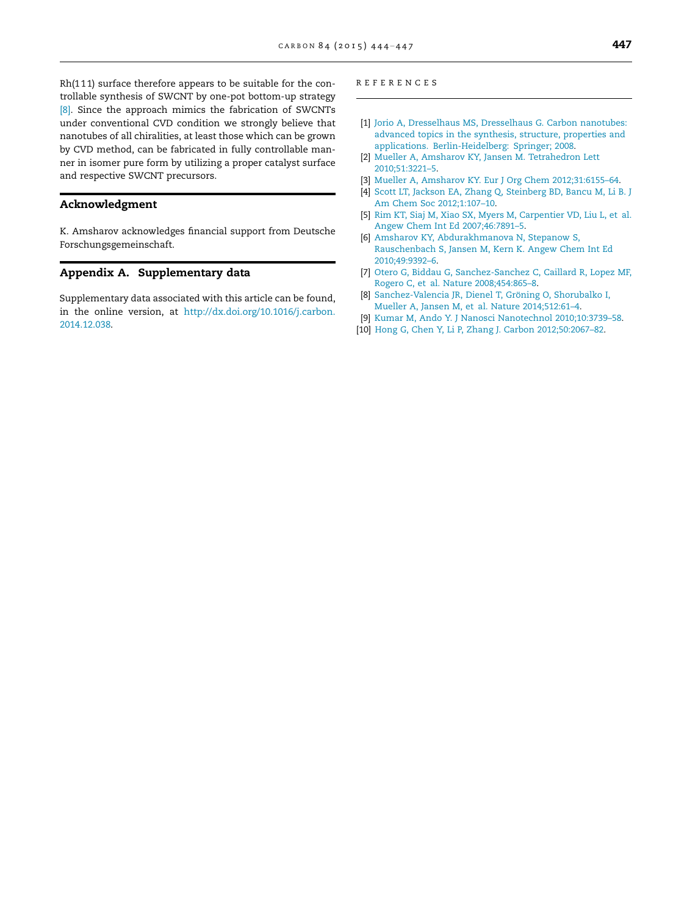Rh(111) surface therefore appears to be suitable for the controllable synthesis of SWCNT by one-pot bottom-up strategy [8]. Since the approach mimics the fabrication of SWCNTs under conventional CVD condition we strongly believe that nanotubes of all chiralities, at least those which can be grown by CVD method, can be fabricated in fully controllable manner in isomer pure form by utilizing a proper catalyst surface and respective SWCNT precursors.

## Acknowledgment

K. Amsharov acknowledges financial support from Deutsche Forschungsgemeinschaft.

## Appendix A. Supplementary data

Supplementary data associated with this article can be found, in the online version, at http://dx.doi.org/10.1016/j.carbon.2014.12.038.

## REFERENCES

[1] Jorio A, Dresselhaus MS, Dresselhaus G. Carbon nanotubes: advanced topics in the synthesis, structure, properties and applications. Berlin-Heidelberg: Springer; 2008.

[2] Mueller A, Amsharov KY, Jansen M. Tetrahedron Lett 2010;51:3221–5.

[3] Mueller A, Amsharov KY. Eur J Org Chem 2012;31:6155–64.

[4] Scott LT, Jackson EA, Zhang Q, Steinberg BD, Bancu M, Li B. J Am Chem Soc 2012;1:107–10.

[5] Rim KT, Siaj M, Xiao SX, Myers M, Carpentier VD, Liu L, et al. Angew Chem Int Ed 2007;46:7891–5.

[6] Amsharov KY, Abdurakhmanova N, Stepanow S, Rauschenbach S, Jansen M, Kern K. Angew Chem Int Ed 2010;49:9392–6.

[7] Otero G, Biddau G, Sanchez-Sanchez C, Caillard R, Lopez MF, Rogero C, et al. Nature 2008;454:865–8.

[8] Sanchez-Valencia JR, Dienel T, Gröning O, Shorubalko I, Mueller A, Jansen M, et al. Nature 2014;512:61–4.

[9] Kumar M, Ando Y. J Nanosci Nanotechnol 2010;10:3739–58.

[10] Hong G, Chen Y, Li P, Zhang J. Carbon 2012;50:2067–82.